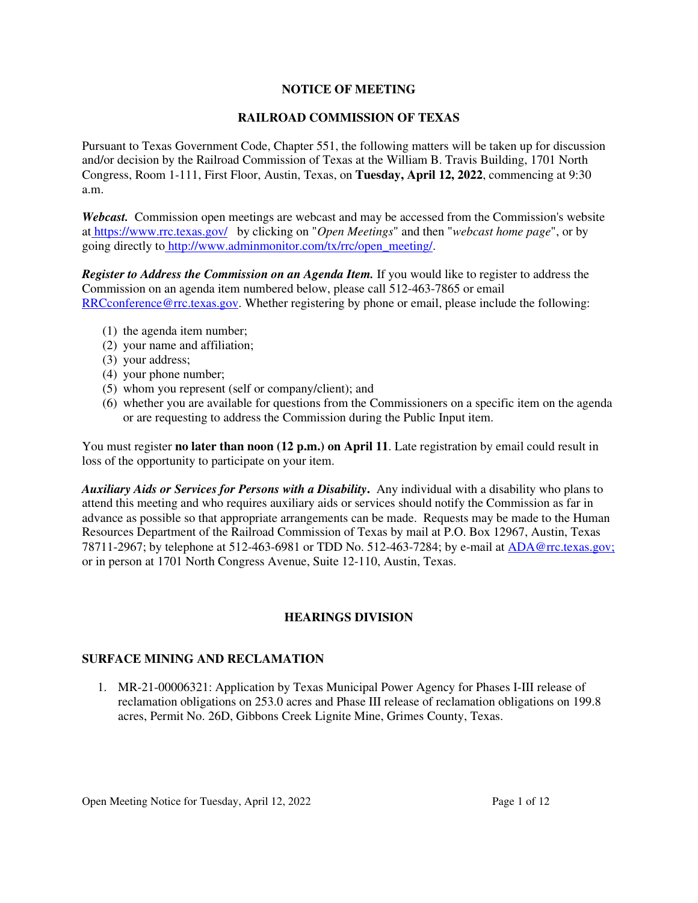## NOTICE OF MEETING

## RAILROAD COMMISSION OF TEXAS

Pursuant to Texas Government Code, Chapter 551, the following matters will be taken up for discussion and/or decision by the Railroad Commission of Texas at the William B. Travis Building, 1701 North Congress, Room 1-111, First Floor, Austin, Texas, on **Tuesday, April 12, 2022**, commencing at 9:30 a.m.

***Webcast.*** Commission open meetings are webcast and may be accessed from the Commission's website at https://www.rrc.texas.gov/ by clicking on "*Open Meetings*" and then "*webcast home page*", or by going directly to http://www.adminmonitor.com/tx/rrc/open_meeting/.

***Register to Address the Commission on an Agenda Item.*** If you would like to register to address the Commission on an agenda item numbered below, please call 512-463-7865 or email RRCconference@rrc.texas.gov. Whether registering by phone or email, please include the following:

(1) the agenda item number;
(2) your name and affiliation;
(3) your address;
(4) your phone number;
(5) whom you represent (self or company/client); and
(6) whether you are available for questions from the Commissioners on a specific item on the agenda or are requesting to address the Commission during the Public Input item.

You must register **no later than noon (12 p.m.) on April 11**. Late registration by email could result in loss of the opportunity to participate on your item.

***Auxiliary Aids or Services for Persons with a Disability.*** Any individual with a disability who plans to attend this meeting and who requires auxiliary aids or services should notify the Commission as far in advance as possible so that appropriate arrangements can be made. Requests may be made to the Human Resources Department of the Railroad Commission of Texas by mail at P.O. Box 12967, Austin, Texas 78711-2967; by telephone at 512-463-6981 or TDD No. 512-463-7284; by e-mail at ADA@rrc.texas.gov; or in person at 1701 North Congress Avenue, Suite 12-110, Austin, Texas.

## HEARINGS DIVISION

### SURFACE MINING AND RECLAMATION

1. MR-21-00006321: Application by Texas Municipal Power Agency for Phases I-III release of reclamation obligations on 253.0 acres and Phase III release of reclamation obligations on 199.8 acres, Permit No. 26D, Gibbons Creek Lignite Mine, Grimes County, Texas.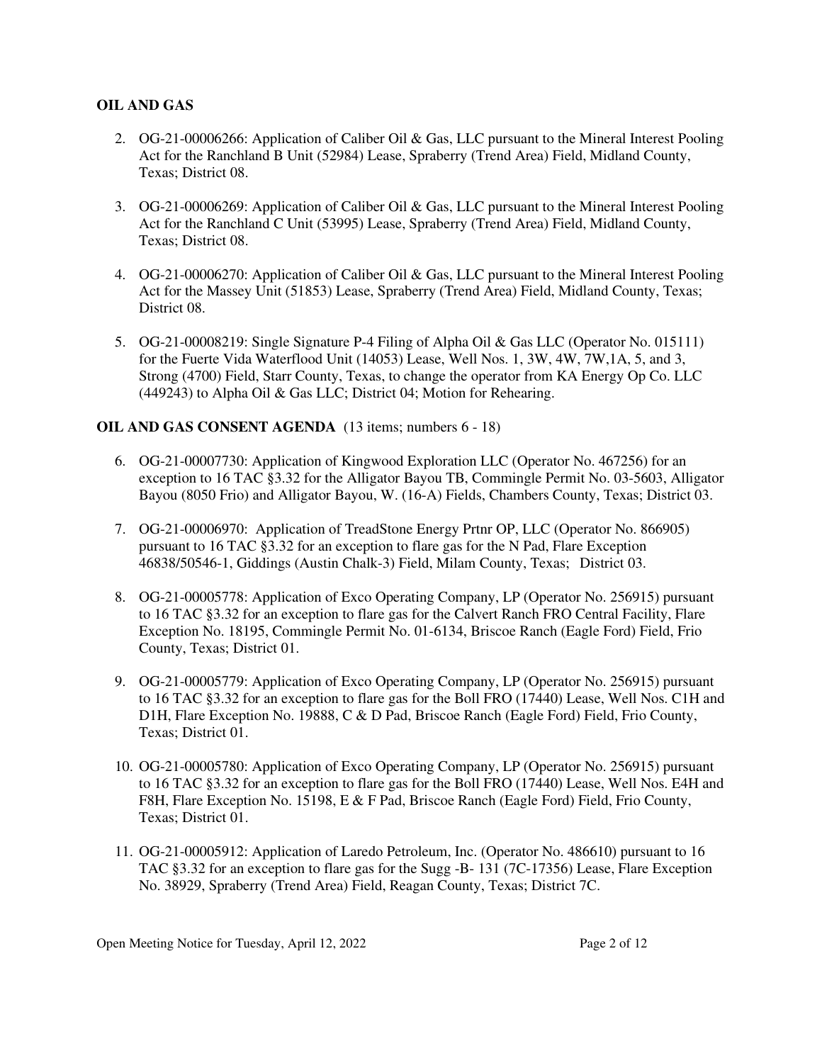**OIL AND GAS**

2. OG-21-00006266: Application of Caliber Oil & Gas, LLC pursuant to the Mineral Interest Pooling Act for the Ranchland B Unit (52984) Lease, Spraberry (Trend Area) Field, Midland County, Texas; District 08.

3. OG-21-00006269: Application of Caliber Oil & Gas, LLC pursuant to the Mineral Interest Pooling Act for the Ranchland C Unit (53995) Lease, Spraberry (Trend Area) Field, Midland County, Texas; District 08.

4. OG-21-00006270: Application of Caliber Oil & Gas, LLC pursuant to the Mineral Interest Pooling Act for the Massey Unit (51853) Lease, Spraberry (Trend Area) Field, Midland County, Texas; District 08.

5. OG-21-00008219: Single Signature P-4 Filing of Alpha Oil & Gas LLC (Operator No. 015111) for the Fuerte Vida Waterflood Unit (14053) Lease, Well Nos. 1, 3W, 4W, 7W,1A, 5, and 3, Strong (4700) Field, Starr County, Texas, to change the operator from KA Energy Op Co. LLC (449243) to Alpha Oil & Gas LLC; District 04; Motion for Rehearing.

**OIL AND GAS CONSENT AGENDA** (13 items; numbers 6 - 18)

6. OG-21-00007730: Application of Kingwood Exploration LLC (Operator No. 467256) for an exception to 16 TAC §3.32 for the Alligator Bayou TB, Commingle Permit No. 03-5603, Alligator Bayou (8050 Frio) and Alligator Bayou, W. (16-A) Fields, Chambers County, Texas; District 03.

7. OG-21-00006970: Application of TreadStone Energy Prtnr OP, LLC (Operator No. 866905) pursuant to 16 TAC §3.32 for an exception to flare gas for the N Pad, Flare Exception 46838/50546-1, Giddings (Austin Chalk-3) Field, Milam County, Texas; District 03.

8. OG-21-00005778: Application of Exco Operating Company, LP (Operator No. 256915) pursuant to 16 TAC §3.32 for an exception to flare gas for the Calvert Ranch FRO Central Facility, Flare Exception No. 18195, Commingle Permit No. 01-6134, Briscoe Ranch (Eagle Ford) Field, Frio County, Texas; District 01.

9. OG-21-00005779: Application of Exco Operating Company, LP (Operator No. 256915) pursuant to 16 TAC §3.32 for an exception to flare gas for the Boll FRO (17440) Lease, Well Nos. C1H and D1H, Flare Exception No. 19888, C & D Pad, Briscoe Ranch (Eagle Ford) Field, Frio County, Texas; District 01.

10. OG-21-00005780: Application of Exco Operating Company, LP (Operator No. 256915) pursuant to 16 TAC §3.32 for an exception to flare gas for the Boll FRO (17440) Lease, Well Nos. E4H and F8H, Flare Exception No. 15198, E & F Pad, Briscoe Ranch (Eagle Ford) Field, Frio County, Texas; District 01.

11. OG-21-00005912: Application of Laredo Petroleum, Inc. (Operator No. 486610) pursuant to 16 TAC §3.32 for an exception to flare gas for the Sugg -B- 131 (7C-17356) Lease, Flare Exception No. 38929, Spraberry (Trend Area) Field, Reagan County, Texas; District 7C.

Open Meeting Notice for Tuesday, April 12, 2022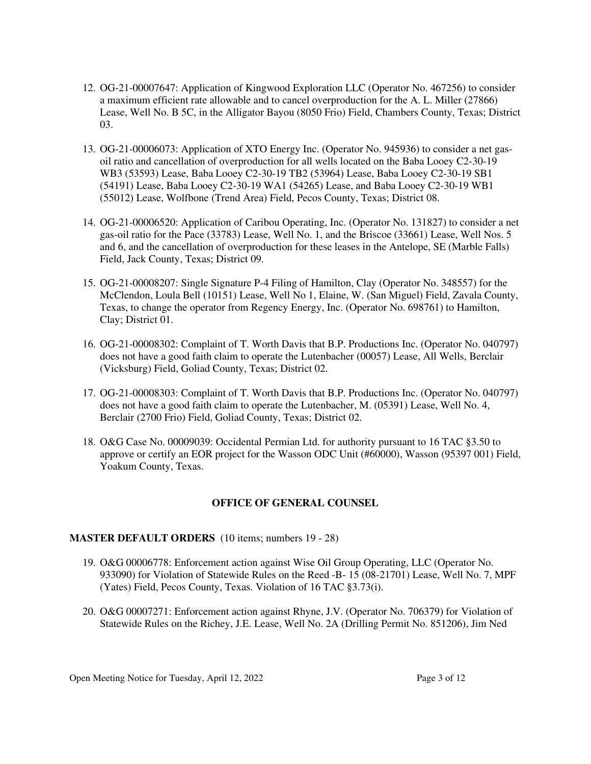12. OG-21-00007647: Application of Kingwood Exploration LLC (Operator No. 467256) to consider a maximum efficient rate allowable and to cancel overproduction for the A. L. Miller (27866) Lease, Well No. B 5C, in the Alligator Bayou (8050 Frio) Field, Chambers County, Texas; District 03.

13. OG-21-00006073: Application of XTO Energy Inc. (Operator No. 945936) to consider a net gas-oil ratio and cancellation of overproduction for all wells located on the Baba Looey C2-30-19 WB3 (53593) Lease, Baba Looey C2-30-19 TB2 (53964) Lease, Baba Looey C2-30-19 SB1 (54191) Lease, Baba Looey C2-30-19 WA1 (54265) Lease, and Baba Looey C2-30-19 WB1 (55012) Lease, Wolfbone (Trend Area) Field, Pecos County, Texas; District 08.

14. OG-21-00006520: Application of Caribou Operating, Inc. (Operator No. 131827) to consider a net gas-oil ratio for the Pace (33783) Lease, Well No. 1, and the Briscoe (33661) Lease, Well Nos. 5 and 6, and the cancellation of overproduction for these leases in the Antelope, SE (Marble Falls) Field, Jack County, Texas; District 09.

15. OG-21-00008207: Single Signature P-4 Filing of Hamilton, Clay (Operator No. 348557) for the McClendon, Loula Bell (10151) Lease, Well No 1, Elaine, W. (San Miguel) Field, Zavala County, Texas, to change the operator from Regency Energy, Inc. (Operator No. 698761) to Hamilton, Clay; District 01.

16. OG-21-00008302: Complaint of T. Worth Davis that B.P. Productions Inc. (Operator No. 040797) does not have a good faith claim to operate the Lutenbacher (00057) Lease, All Wells, Berclair (Vicksburg) Field, Goliad County, Texas; District 02.

17. OG-21-00008303: Complaint of T. Worth Davis that B.P. Productions Inc. (Operator No. 040797) does not have a good faith claim to operate the Lutenbacher, M. (05391) Lease, Well No. 4, Berclair (2700 Frio) Field, Goliad County, Texas; District 02.

18. O&G Case No. 00009039: Occidental Permian Ltd. for authority pursuant to 16 TAC §3.50 to approve or certify an EOR project for the Wasson ODC Unit (#60000), Wasson (95397 001) Field, Yoakum County, Texas.

## OFFICE OF GENERAL COUNSEL

**MASTER DEFAULT ORDERS** (10 items; numbers 19 - 28)

19. O&G 00006778: Enforcement action against Wise Oil Group Operating, LLC (Operator No. 933090) for Violation of Statewide Rules on the Reed -B- 15 (08-21701) Lease, Well No. 7, MPF (Yates) Field, Pecos County, Texas. Violation of 16 TAC §3.73(i).

20. O&G 00007271: Enforcement action against Rhyne, J.V. (Operator No. 706379) for Violation of Statewide Rules on the Richey, J.E. Lease, Well No. 2A (Drilling Permit No. 851206), Jim Ned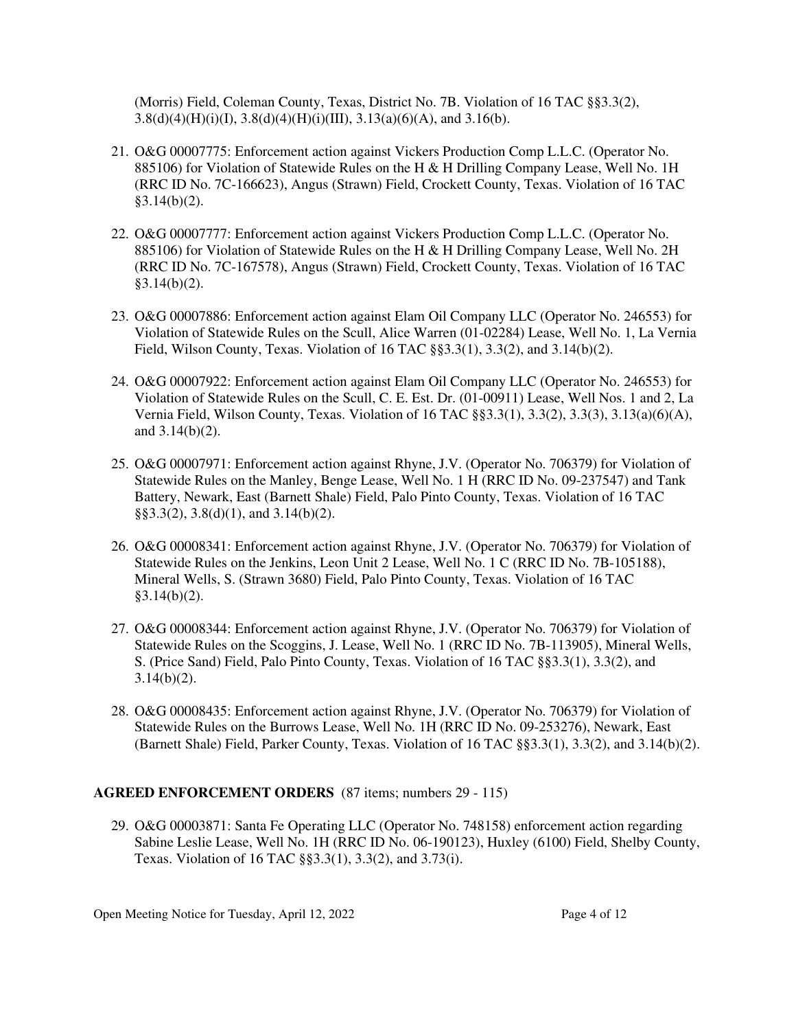(Morris) Field, Coleman County, Texas, District No. 7B. Violation of 16 TAC §§3.3(2), 3.8(d)(4)(H)(i)(I), 3.8(d)(4)(H)(i)(III), 3.13(a)(6)(A), and 3.16(b).

21. O&G 00007775: Enforcement action against Vickers Production Comp L.L.C. (Operator No. 885106) for Violation of Statewide Rules on the H & H Drilling Company Lease, Well No. 1H (RRC ID No. 7C-166623), Angus (Strawn) Field, Crockett County, Texas. Violation of 16 TAC §3.14(b)(2).

22. O&G 00007777: Enforcement action against Vickers Production Comp L.L.C. (Operator No. 885106) for Violation of Statewide Rules on the H & H Drilling Company Lease, Well No. 2H (RRC ID No. 7C-167578), Angus (Strawn) Field, Crockett County, Texas. Violation of 16 TAC §3.14(b)(2).

23. O&G 00007886: Enforcement action against Elam Oil Company LLC (Operator No. 246553) for Violation of Statewide Rules on the Scull, Alice Warren (01-02284) Lease, Well No. 1, La Vernia Field, Wilson County, Texas. Violation of 16 TAC §§3.3(1), 3.3(2), and 3.14(b)(2).

24. O&G 00007922: Enforcement action against Elam Oil Company LLC (Operator No. 246553) for Violation of Statewide Rules on the Scull, C. E. Est. Dr. (01-00911) Lease, Well Nos. 1 and 2, La Vernia Field, Wilson County, Texas. Violation of 16 TAC §§3.3(1), 3.3(2), 3.3(3), 3.13(a)(6)(A), and 3.14(b)(2).

25. O&G 00007971: Enforcement action against Rhyne, J.V. (Operator No. 706379) for Violation of Statewide Rules on the Manley, Benge Lease, Well No. 1 H (RRC ID No. 09-237547) and Tank Battery, Newark, East (Barnett Shale) Field, Palo Pinto County, Texas. Violation of 16 TAC §§3.3(2), 3.8(d)(1), and 3.14(b)(2).

26. O&G 00008341: Enforcement action against Rhyne, J.V. (Operator No. 706379) for Violation of Statewide Rules on the Jenkins, Leon Unit 2 Lease, Well No. 1 C (RRC ID No. 7B-105188), Mineral Wells, S. (Strawn 3680) Field, Palo Pinto County, Texas. Violation of 16 TAC §3.14(b)(2).

27. O&G 00008344: Enforcement action against Rhyne, J.V. (Operator No. 706379) for Violation of Statewide Rules on the Scoggins, J. Lease, Well No. 1 (RRC ID No. 7B-113905), Mineral Wells, S. (Price Sand) Field, Palo Pinto County, Texas. Violation of 16 TAC §§3.3(1), 3.3(2), and 3.14(b)(2).

28. O&G 00008435: Enforcement action against Rhyne, J.V. (Operator No. 706379) for Violation of Statewide Rules on the Burrows Lease, Well No. 1H (RRC ID No. 09-253276), Newark, East (Barnett Shale) Field, Parker County, Texas. Violation of 16 TAC §§3.3(1), 3.3(2), and 3.14(b)(2).

**AGREED ENFORCEMENT ORDERS** (87 items; numbers 29 - 115)

29. O&G 00003871: Santa Fe Operating LLC (Operator No. 748158) enforcement action regarding Sabine Leslie Lease, Well No. 1H (RRC ID No. 06-190123), Huxley (6100) Field, Shelby County, Texas. Violation of 16 TAC §§3.3(1), 3.3(2), and 3.73(i).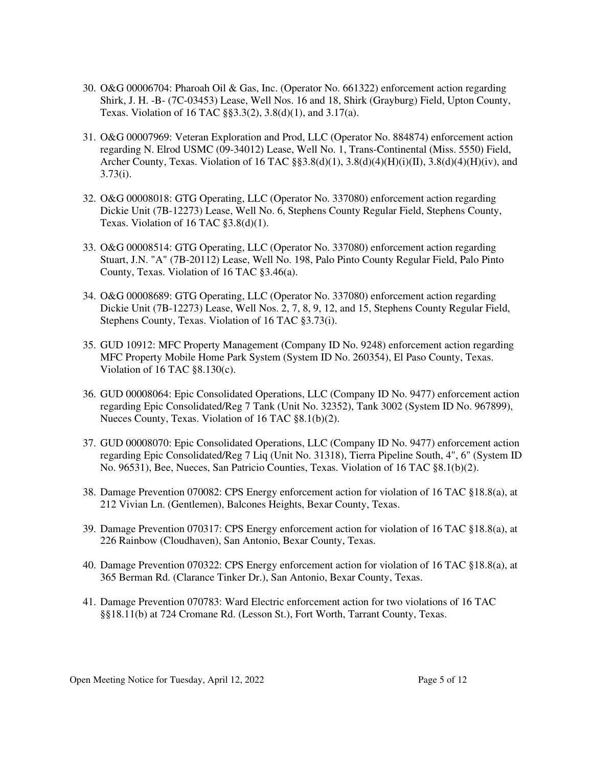30. O&G 00006704: Pharoah Oil & Gas, Inc. (Operator No. 661322) enforcement action regarding Shirk, J. H. -B- (7C-03453) Lease, Well Nos. 16 and 18, Shirk (Grayburg) Field, Upton County, Texas. Violation of 16 TAC §§3.3(2), 3.8(d)(1), and 3.17(a).

31. O&G 00007969: Veteran Exploration and Prod, LLC (Operator No. 884874) enforcement action regarding N. Elrod USMC (09-34012) Lease, Well No. 1, Trans-Continental (Miss. 5550) Field, Archer County, Texas. Violation of 16 TAC §§3.8(d)(1), 3.8(d)(4)(H)(i)(II), 3.8(d)(4)(H)(iv), and 3.73(i).

32. O&G 00008018: GTG Operating, LLC (Operator No. 337080) enforcement action regarding Dickie Unit (7B-12273) Lease, Well No. 6, Stephens County Regular Field, Stephens County, Texas. Violation of 16 TAC §3.8(d)(1).

33. O&G 00008514: GTG Operating, LLC (Operator No. 337080) enforcement action regarding Stuart, J.N. "A" (7B-20112) Lease, Well No. 198, Palo Pinto County Regular Field, Palo Pinto County, Texas. Violation of 16 TAC §3.46(a).

34. O&G 00008689: GTG Operating, LLC (Operator No. 337080) enforcement action regarding Dickie Unit (7B-12273) Lease, Well Nos. 2, 7, 8, 9, 12, and 15, Stephens County Regular Field, Stephens County, Texas. Violation of 16 TAC §3.73(i).

35. GUD 10912: MFC Property Management (Company ID No. 9248) enforcement action regarding MFC Property Mobile Home Park System (System ID No. 260354), El Paso County, Texas. Violation of 16 TAC §8.130(c).

36. GUD 00008064: Epic Consolidated Operations, LLC (Company ID No. 9477) enforcement action regarding Epic Consolidated/Reg 7 Tank (Unit No. 32352), Tank 3002 (System ID No. 967899), Nueces County, Texas. Violation of 16 TAC §8.1(b)(2).

37. GUD 00008070: Epic Consolidated Operations, LLC (Company ID No. 9477) enforcement action regarding Epic Consolidated/Reg 7 Liq (Unit No. 31318), Tierra Pipeline South, 4", 6" (System ID No. 96531), Bee, Nueces, San Patricio Counties, Texas. Violation of 16 TAC §8.1(b)(2).

38. Damage Prevention 070082: CPS Energy enforcement action for violation of 16 TAC §18.8(a), at 212 Vivian Ln. (Gentlemen), Balcones Heights, Bexar County, Texas.

39. Damage Prevention 070317: CPS Energy enforcement action for violation of 16 TAC §18.8(a), at 226 Rainbow (Cloudhaven), San Antonio, Bexar County, Texas.

40. Damage Prevention 070322: CPS Energy enforcement action for violation of 16 TAC §18.8(a), at 365 Berman Rd. (Clarance Tinker Dr.), San Antonio, Bexar County, Texas.

41. Damage Prevention 070783: Ward Electric enforcement action for two violations of 16 TAC §§18.11(b) at 724 Cromane Rd. (Lesson St.), Fort Worth, Tarrant County, Texas.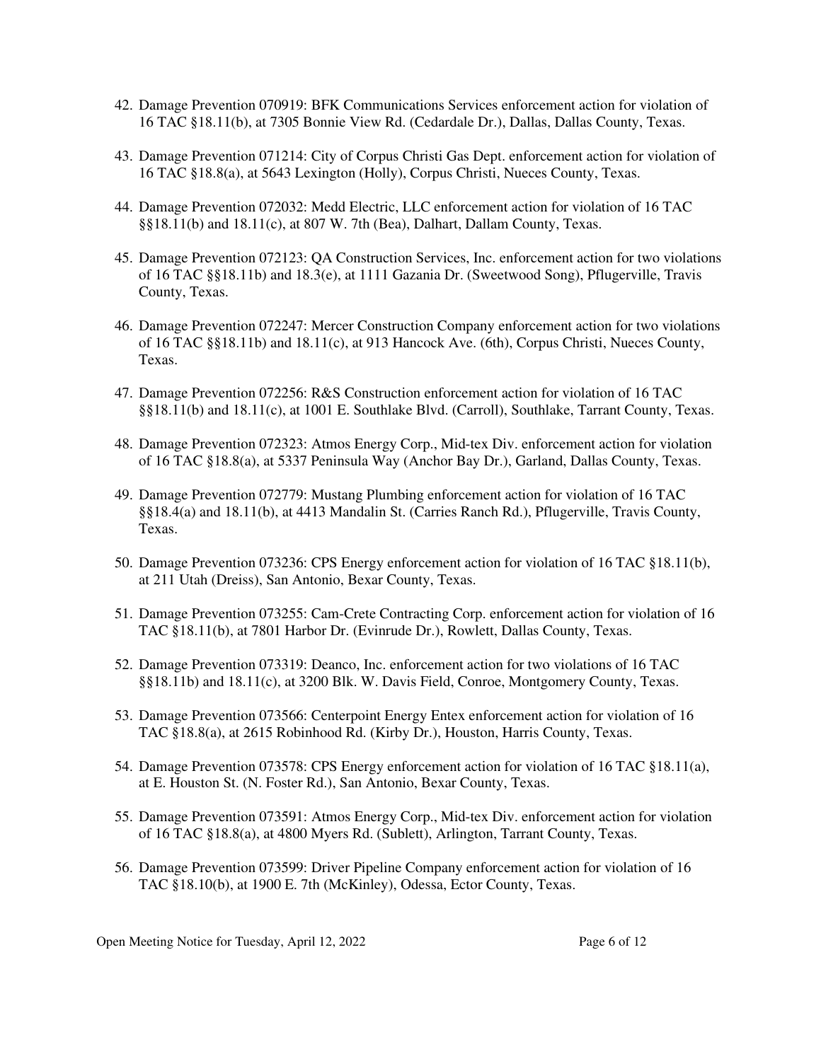42. Damage Prevention 070919: BFK Communications Services enforcement action for violation of 16 TAC §18.11(b), at 7305 Bonnie View Rd. (Cedardale Dr.), Dallas, Dallas County, Texas.

43. Damage Prevention 071214: City of Corpus Christi Gas Dept. enforcement action for violation of 16 TAC §18.8(a), at 5643 Lexington (Holly), Corpus Christi, Nueces County, Texas.

44. Damage Prevention 072032: Medd Electric, LLC enforcement action for violation of 16 TAC §§18.11(b) and 18.11(c), at 807 W. 7th (Bea), Dalhart, Dallam County, Texas.

45. Damage Prevention 072123: QA Construction Services, Inc. enforcement action for two violations of 16 TAC §§18.11b) and 18.3(e), at 1111 Gazania Dr. (Sweetwood Song), Pflugerville, Travis County, Texas.

46. Damage Prevention 072247: Mercer Construction Company enforcement action for two violations of 16 TAC §§18.11b) and 18.11(c), at 913 Hancock Ave. (6th), Corpus Christi, Nueces County, Texas.

47. Damage Prevention 072256: R&S Construction enforcement action for violation of 16 TAC §§18.11(b) and 18.11(c), at 1001 E. Southlake Blvd. (Carroll), Southlake, Tarrant County, Texas.

48. Damage Prevention 072323: Atmos Energy Corp., Mid-tex Div. enforcement action for violation of 16 TAC §18.8(a), at 5337 Peninsula Way (Anchor Bay Dr.), Garland, Dallas County, Texas.

49. Damage Prevention 072779: Mustang Plumbing enforcement action for violation of 16 TAC §§18.4(a) and 18.11(b), at 4413 Mandalin St. (Carries Ranch Rd.), Pflugerville, Travis County, Texas.

50. Damage Prevention 073236: CPS Energy enforcement action for violation of 16 TAC §18.11(b), at 211 Utah (Dreiss), San Antonio, Bexar County, Texas.

51. Damage Prevention 073255: Cam-Crete Contracting Corp. enforcement action for violation of 16 TAC §18.11(b), at 7801 Harbor Dr. (Evinrude Dr.), Rowlett, Dallas County, Texas.

52. Damage Prevention 073319: Deanco, Inc. enforcement action for two violations of 16 TAC §§18.11b) and 18.11(c), at 3200 Blk. W. Davis Field, Conroe, Montgomery County, Texas.

53. Damage Prevention 073566: Centerpoint Energy Entex enforcement action for violation of 16 TAC §18.8(a), at 2615 Robinhood Rd. (Kirby Dr.), Houston, Harris County, Texas.

54. Damage Prevention 073578: CPS Energy enforcement action for violation of 16 TAC §18.11(a), at E. Houston St. (N. Foster Rd.), San Antonio, Bexar County, Texas.

55. Damage Prevention 073591: Atmos Energy Corp., Mid-tex Div. enforcement action for violation of 16 TAC §18.8(a), at 4800 Myers Rd. (Sublett), Arlington, Tarrant County, Texas.

56. Damage Prevention 073599: Driver Pipeline Company enforcement action for violation of 16 TAC §18.10(b), at 1900 E. 7th (McKinley), Odessa, Ector County, Texas.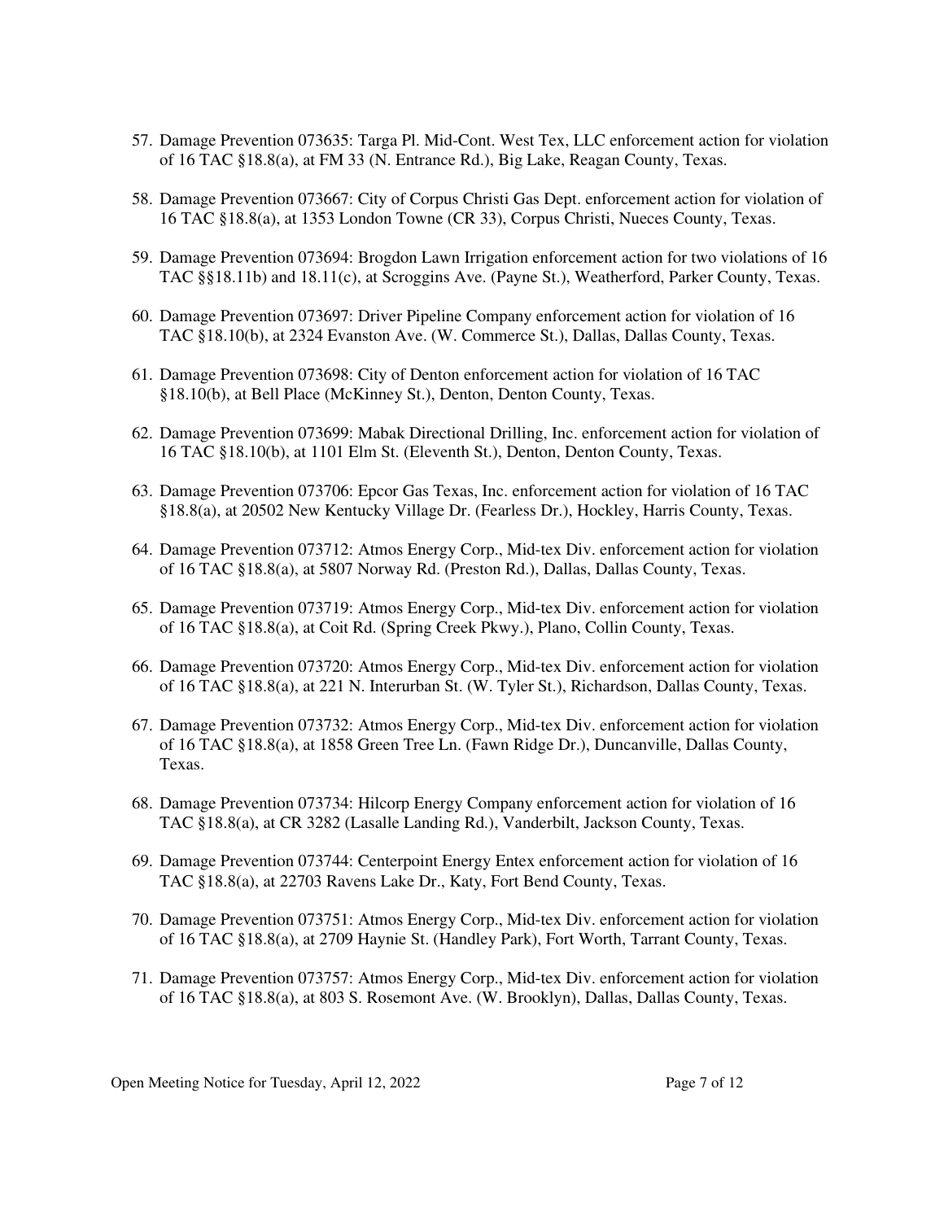57. Damage Prevention 073635: Targa Pl. Mid-Cont. West Tex, LLC enforcement action for violation of 16 TAC §18.8(a), at FM 33 (N. Entrance Rd.), Big Lake, Reagan County, Texas.

58. Damage Prevention 073667: City of Corpus Christi Gas Dept. enforcement action for violation of 16 TAC §18.8(a), at 1353 London Towne (CR 33), Corpus Christi, Nueces County, Texas.

59. Damage Prevention 073694: Brogdon Lawn Irrigation enforcement action for two violations of 16 TAC §§18.11b) and 18.11(c), at Scroggins Ave. (Payne St.), Weatherford, Parker County, Texas.

60. Damage Prevention 073697: Driver Pipeline Company enforcement action for violation of 16 TAC §18.10(b), at 2324 Evanston Ave. (W. Commerce St.), Dallas, Dallas County, Texas.

61. Damage Prevention 073698: City of Denton enforcement action for violation of 16 TAC §18.10(b), at Bell Place (McKinney St.), Denton, Denton County, Texas.

62. Damage Prevention 073699: Mabak Directional Drilling, Inc. enforcement action for violation of 16 TAC §18.10(b), at 1101 Elm St. (Eleventh St.), Denton, Denton County, Texas.

63. Damage Prevention 073706: Epcor Gas Texas, Inc. enforcement action for violation of 16 TAC §18.8(a), at 20502 New Kentucky Village Dr. (Fearless Dr.), Hockley, Harris County, Texas.

64. Damage Prevention 073712: Atmos Energy Corp., Mid-tex Div. enforcement action for violation of 16 TAC §18.8(a), at 5807 Norway Rd. (Preston Rd.), Dallas, Dallas County, Texas.

65. Damage Prevention 073719: Atmos Energy Corp., Mid-tex Div. enforcement action for violation of 16 TAC §18.8(a), at Coit Rd. (Spring Creek Pkwy.), Plano, Collin County, Texas.

66. Damage Prevention 073720: Atmos Energy Corp., Mid-tex Div. enforcement action for violation of 16 TAC §18.8(a), at 221 N. Interurban St. (W. Tyler St.), Richardson, Dallas County, Texas.

67. Damage Prevention 073732: Atmos Energy Corp., Mid-tex Div. enforcement action for violation of 16 TAC §18.8(a), at 1858 Green Tree Ln. (Fawn Ridge Dr.), Duncanville, Dallas County, Texas.

68. Damage Prevention 073734: Hilcorp Energy Company enforcement action for violation of 16 TAC §18.8(a), at CR 3282 (Lasalle Landing Rd.), Vanderbilt, Jackson County, Texas.

69. Damage Prevention 073744: Centerpoint Energy Entex enforcement action for violation of 16 TAC §18.8(a), at 22703 Ravens Lake Dr., Katy, Fort Bend County, Texas.

70. Damage Prevention 073751: Atmos Energy Corp., Mid-tex Div. enforcement action for violation of 16 TAC §18.8(a), at 2709 Haynie St. (Handley Park), Fort Worth, Tarrant County, Texas.

71. Damage Prevention 073757: Atmos Energy Corp., Mid-tex Div. enforcement action for violation of 16 TAC §18.8(a), at 803 S. Rosemont Ave. (W. Brooklyn), Dallas, Dallas County, Texas.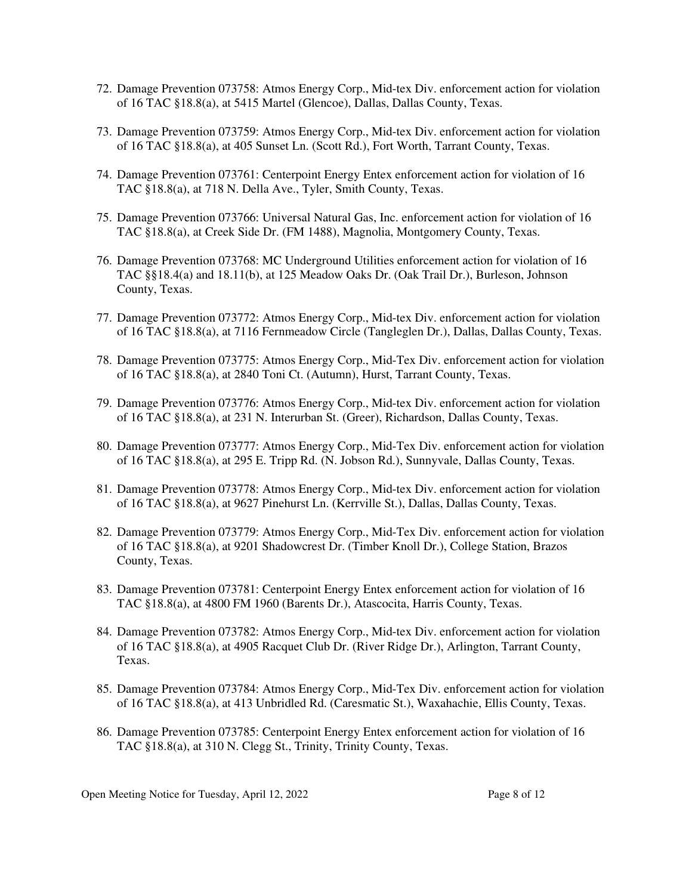72. Damage Prevention 073758: Atmos Energy Corp., Mid-tex Div. enforcement action for violation of 16 TAC §18.8(a), at 5415 Martel (Glencoe), Dallas, Dallas County, Texas.

73. Damage Prevention 073759: Atmos Energy Corp., Mid-tex Div. enforcement action for violation of 16 TAC §18.8(a), at 405 Sunset Ln. (Scott Rd.), Fort Worth, Tarrant County, Texas.

74. Damage Prevention 073761: Centerpoint Energy Entex enforcement action for violation of 16 TAC §18.8(a), at 718 N. Della Ave., Tyler, Smith County, Texas.

75. Damage Prevention 073766: Universal Natural Gas, Inc. enforcement action for violation of 16 TAC §18.8(a), at Creek Side Dr. (FM 1488), Magnolia, Montgomery County, Texas.

76. Damage Prevention 073768: MC Underground Utilities enforcement action for violation of 16 TAC §§18.4(a) and 18.11(b), at 125 Meadow Oaks Dr. (Oak Trail Dr.), Burleson, Johnson County, Texas.

77. Damage Prevention 073772: Atmos Energy Corp., Mid-tex Div. enforcement action for violation of 16 TAC §18.8(a), at 7116 Fernmeadow Circle (Tangleglen Dr.), Dallas, Dallas County, Texas.

78. Damage Prevention 073775: Atmos Energy Corp., Mid-Tex Div. enforcement action for violation of 16 TAC §18.8(a), at 2840 Toni Ct. (Autumn), Hurst, Tarrant County, Texas.

79. Damage Prevention 073776: Atmos Energy Corp., Mid-tex Div. enforcement action for violation of 16 TAC §18.8(a), at 231 N. Interurban St. (Greer), Richardson, Dallas County, Texas.

80. Damage Prevention 073777: Atmos Energy Corp., Mid-Tex Div. enforcement action for violation of 16 TAC §18.8(a), at 295 E. Tripp Rd. (N. Jobson Rd.), Sunnyvale, Dallas County, Texas.

81. Damage Prevention 073778: Atmos Energy Corp., Mid-tex Div. enforcement action for violation of 16 TAC §18.8(a), at 9627 Pinehurst Ln. (Kerrville St.), Dallas, Dallas County, Texas.

82. Damage Prevention 073779: Atmos Energy Corp., Mid-Tex Div. enforcement action for violation of 16 TAC §18.8(a), at 9201 Shadowcrest Dr. (Timber Knoll Dr.), College Station, Brazos County, Texas.

83. Damage Prevention 073781: Centerpoint Energy Entex enforcement action for violation of 16 TAC §18.8(a), at 4800 FM 1960 (Barents Dr.), Atascocita, Harris County, Texas.

84. Damage Prevention 073782: Atmos Energy Corp., Mid-tex Div. enforcement action for violation of 16 TAC §18.8(a), at 4905 Racquet Club Dr. (River Ridge Dr.), Arlington, Tarrant County, Texas.

85. Damage Prevention 073784: Atmos Energy Corp., Mid-Tex Div. enforcement action for violation of 16 TAC §18.8(a), at 413 Unbridled Rd. (Caresmatic St.), Waxahachie, Ellis County, Texas.

86. Damage Prevention 073785: Centerpoint Energy Entex enforcement action for violation of 16 TAC §18.8(a), at 310 N. Clegg St., Trinity, Trinity County, Texas.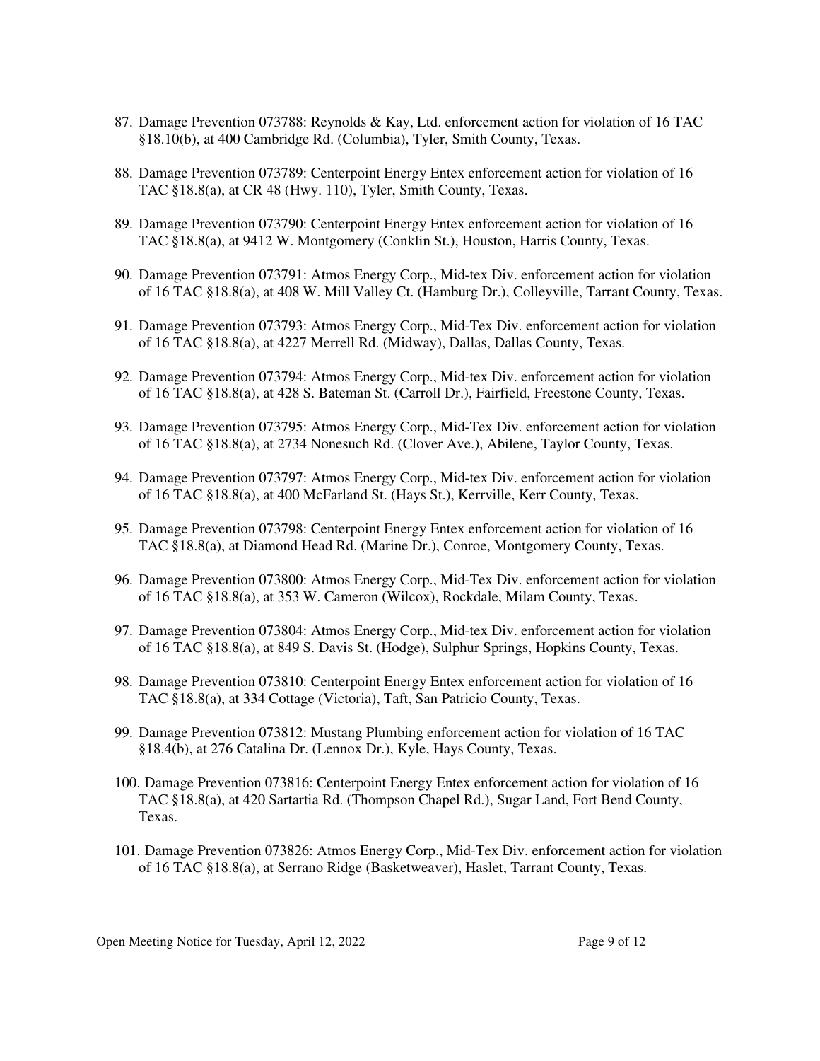87. Damage Prevention 073788: Reynolds & Kay, Ltd. enforcement action for violation of 16 TAC §18.10(b), at 400 Cambridge Rd. (Columbia), Tyler, Smith County, Texas.

88. Damage Prevention 073789: Centerpoint Energy Entex enforcement action for violation of 16 TAC §18.8(a), at CR 48 (Hwy. 110), Tyler, Smith County, Texas.

89. Damage Prevention 073790: Centerpoint Energy Entex enforcement action for violation of 16 TAC §18.8(a), at 9412 W. Montgomery (Conklin St.), Houston, Harris County, Texas.

90. Damage Prevention 073791: Atmos Energy Corp., Mid-tex Div. enforcement action for violation of 16 TAC §18.8(a), at 408 W. Mill Valley Ct. (Hamburg Dr.), Colleyville, Tarrant County, Texas.

91. Damage Prevention 073793: Atmos Energy Corp., Mid-Tex Div. enforcement action for violation of 16 TAC §18.8(a), at 4227 Merrell Rd. (Midway), Dallas, Dallas County, Texas.

92. Damage Prevention 073794: Atmos Energy Corp., Mid-tex Div. enforcement action for violation of 16 TAC §18.8(a), at 428 S. Bateman St. (Carroll Dr.), Fairfield, Freestone County, Texas.

93. Damage Prevention 073795: Atmos Energy Corp., Mid-Tex Div. enforcement action for violation of 16 TAC §18.8(a), at 2734 Nonesuch Rd. (Clover Ave.), Abilene, Taylor County, Texas.

94. Damage Prevention 073797: Atmos Energy Corp., Mid-tex Div. enforcement action for violation of 16 TAC §18.8(a), at 400 McFarland St. (Hays St.), Kerrville, Kerr County, Texas.

95. Damage Prevention 073798: Centerpoint Energy Entex enforcement action for violation of 16 TAC §18.8(a), at Diamond Head Rd. (Marine Dr.), Conroe, Montgomery County, Texas.

96. Damage Prevention 073800: Atmos Energy Corp., Mid-Tex Div. enforcement action for violation of 16 TAC §18.8(a), at 353 W. Cameron (Wilcox), Rockdale, Milam County, Texas.

97. Damage Prevention 073804: Atmos Energy Corp., Mid-tex Div. enforcement action for violation of 16 TAC §18.8(a), at 849 S. Davis St. (Hodge), Sulphur Springs, Hopkins County, Texas.

98. Damage Prevention 073810: Centerpoint Energy Entex enforcement action for violation of 16 TAC §18.8(a), at 334 Cottage (Victoria), Taft, San Patricio County, Texas.

99. Damage Prevention 073812: Mustang Plumbing enforcement action for violation of 16 TAC §18.4(b), at 276 Catalina Dr. (Lennox Dr.), Kyle, Hays County, Texas.

100. Damage Prevention 073816: Centerpoint Energy Entex enforcement action for violation of 16 TAC §18.8(a), at 420 Sartartia Rd. (Thompson Chapel Rd.), Sugar Land, Fort Bend County, Texas.

101. Damage Prevention 073826: Atmos Energy Corp., Mid-Tex Div. enforcement action for violation of 16 TAC §18.8(a), at Serrano Ridge (Basketweaver), Haslet, Tarrant County, Texas.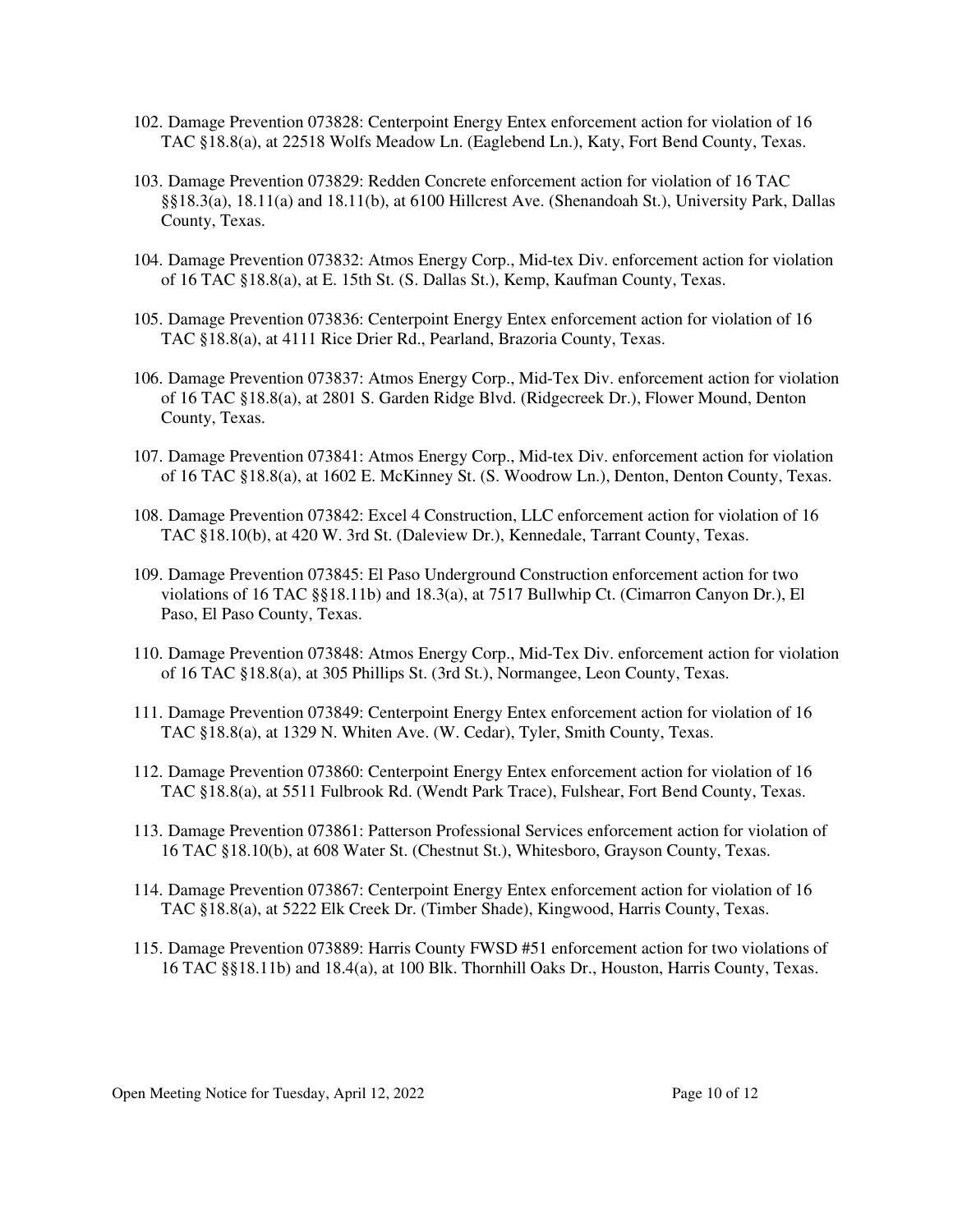102. Damage Prevention 073828: Centerpoint Energy Entex enforcement action for violation of 16 TAC §18.8(a), at 22518 Wolfs Meadow Ln. (Eaglebend Ln.), Katy, Fort Bend County, Texas.

103. Damage Prevention 073829: Redden Concrete enforcement action for violation of 16 TAC §§18.3(a), 18.11(a) and 18.11(b), at 6100 Hillcrest Ave. (Shenandoah St.), University Park, Dallas County, Texas.

104. Damage Prevention 073832: Atmos Energy Corp., Mid-tex Div. enforcement action for violation of 16 TAC §18.8(a), at E. 15th St. (S. Dallas St.), Kemp, Kaufman County, Texas.

105. Damage Prevention 073836: Centerpoint Energy Entex enforcement action for violation of 16 TAC §18.8(a), at 4111 Rice Drier Rd., Pearland, Brazoria County, Texas.

106. Damage Prevention 073837: Atmos Energy Corp., Mid-Tex Div. enforcement action for violation of 16 TAC §18.8(a), at 2801 S. Garden Ridge Blvd. (Ridgecreek Dr.), Flower Mound, Denton County, Texas.

107. Damage Prevention 073841: Atmos Energy Corp., Mid-tex Div. enforcement action for violation of 16 TAC §18.8(a), at 1602 E. McKinney St. (S. Woodrow Ln.), Denton, Denton County, Texas.

108. Damage Prevention 073842: Excel 4 Construction, LLC enforcement action for violation of 16 TAC §18.10(b), at 420 W. 3rd St. (Daleview Dr.), Kennedale, Tarrant County, Texas.

109. Damage Prevention 073845: El Paso Underground Construction enforcement action for two violations of 16 TAC §§18.11b) and 18.3(a), at 7517 Bullwhip Ct. (Cimarron Canyon Dr.), El Paso, El Paso County, Texas.

110. Damage Prevention 073848: Atmos Energy Corp., Mid-Tex Div. enforcement action for violation of 16 TAC §18.8(a), at 305 Phillips St. (3rd St.), Normangee, Leon County, Texas.

111. Damage Prevention 073849: Centerpoint Energy Entex enforcement action for violation of 16 TAC §18.8(a), at 1329 N. Whiten Ave. (W. Cedar), Tyler, Smith County, Texas.

112. Damage Prevention 073860: Centerpoint Energy Entex enforcement action for violation of 16 TAC §18.8(a), at 5511 Fulbrook Rd. (Wendt Park Trace), Fulshear, Fort Bend County, Texas.

113. Damage Prevention 073861: Patterson Professional Services enforcement action for violation of 16 TAC §18.10(b), at 608 Water St. (Chestnut St.), Whitesboro, Grayson County, Texas.

114. Damage Prevention 073867: Centerpoint Energy Entex enforcement action for violation of 16 TAC §18.8(a), at 5222 Elk Creek Dr. (Timber Shade), Kingwood, Harris County, Texas.

115. Damage Prevention 073889: Harris County FWSD #51 enforcement action for two violations of 16 TAC §§18.11b) and 18.4(a), at 100 Blk. Thornhill Oaks Dr., Houston, Harris County, Texas.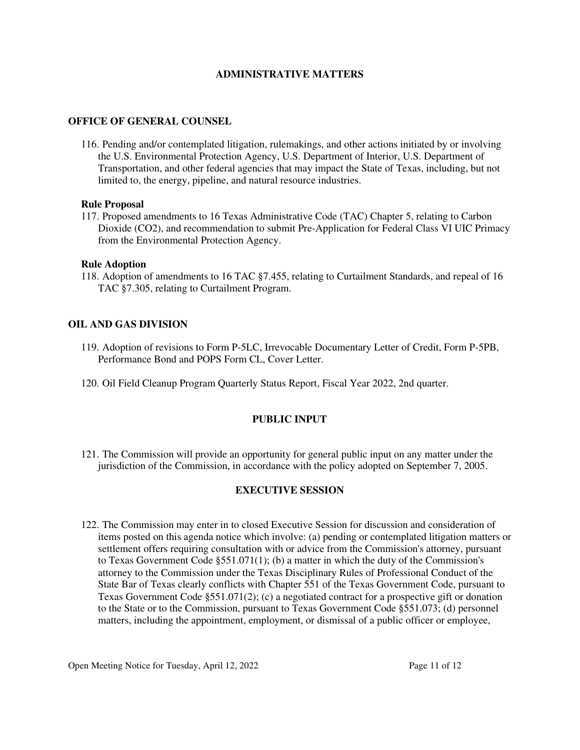## ADMINISTRATIVE MATTERS

### OFFICE OF GENERAL COUNSEL

116. Pending and/or contemplated litigation, rulemakings, and other actions initiated by or involving the U.S. Environmental Protection Agency, U.S. Department of Interior, U.S. Department of Transportation, and other federal agencies that may impact the State of Texas, including, but not limited to, the energy, pipeline, and natural resource industries.

**Rule Proposal**

117. Proposed amendments to 16 Texas Administrative Code (TAC) Chapter 5, relating to Carbon Dioxide (CO2), and recommendation to submit Pre-Application for Federal Class VI UIC Primacy from the Environmental Protection Agency.

**Rule Adoption**

118. Adoption of amendments to 16 TAC §7.455, relating to Curtailment Standards, and repeal of 16 TAC §7.305, relating to Curtailment Program.

### OIL AND GAS DIVISION

119. Adoption of revisions to Form P-5LC, Irrevocable Documentary Letter of Credit, Form P-5PB, Performance Bond and POPS Form CL, Cover Letter.

120. Oil Field Cleanup Program Quarterly Status Report, Fiscal Year 2022, 2nd quarter.

## PUBLIC INPUT

121. The Commission will provide an opportunity for general public input on any matter under the jurisdiction of the Commission, in accordance with the policy adopted on September 7, 2005.

## EXECUTIVE SESSION

122. The Commission may enter in to closed Executive Session for discussion and consideration of items posted on this agenda notice which involve: (a) pending or contemplated litigation matters or settlement offers requiring consultation with or advice from the Commission's attorney, pursuant to Texas Government Code §551.071(1); (b) a matter in which the duty of the Commission's attorney to the Commission under the Texas Disciplinary Rules of Professional Conduct of the State Bar of Texas clearly conflicts with Chapter 551 of the Texas Government Code, pursuant to Texas Government Code §551.071(2); (c) a negotiated contract for a prospective gift or donation to the State or to the Commission, pursuant to Texas Government Code §551.073; (d) personnel matters, including the appointment, employment, or dismissal of a public officer or employee,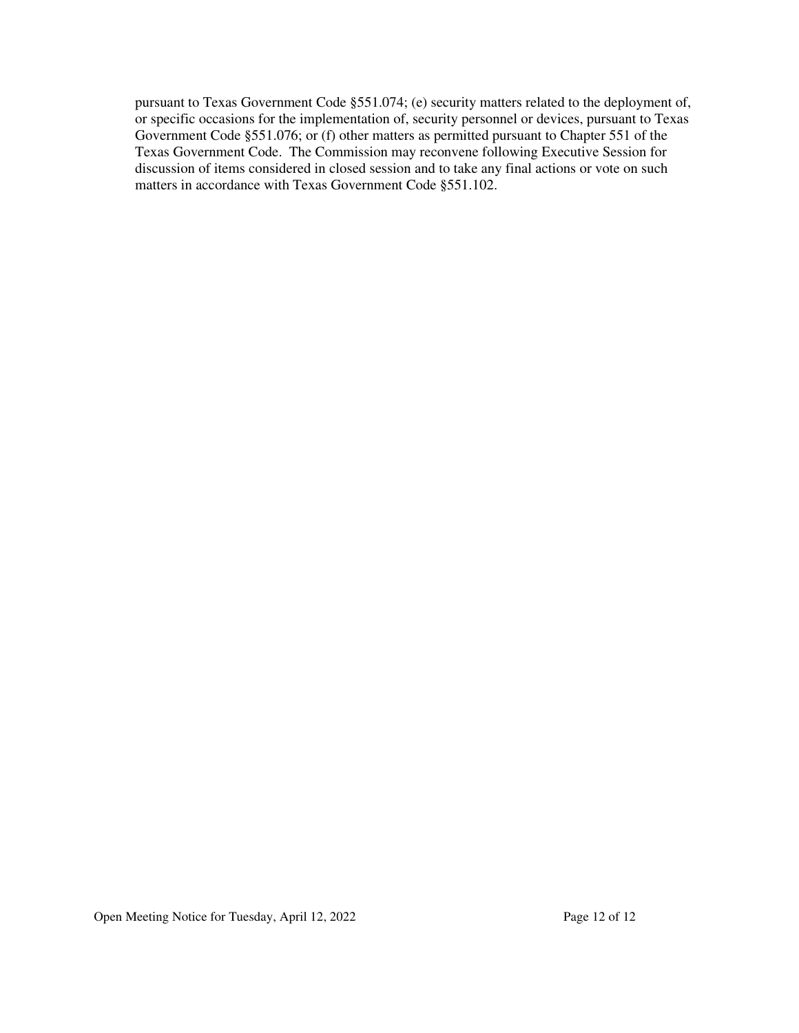pursuant to Texas Government Code §551.074; (e) security matters related to the deployment of, or specific occasions for the implementation of, security personnel or devices, pursuant to Texas Government Code §551.076; or (f) other matters as permitted pursuant to Chapter 551 of the Texas Government Code. The Commission may reconvene following Executive Session for discussion of items considered in closed session and to take any final actions or vote on such matters in accordance with Texas Government Code §551.102.